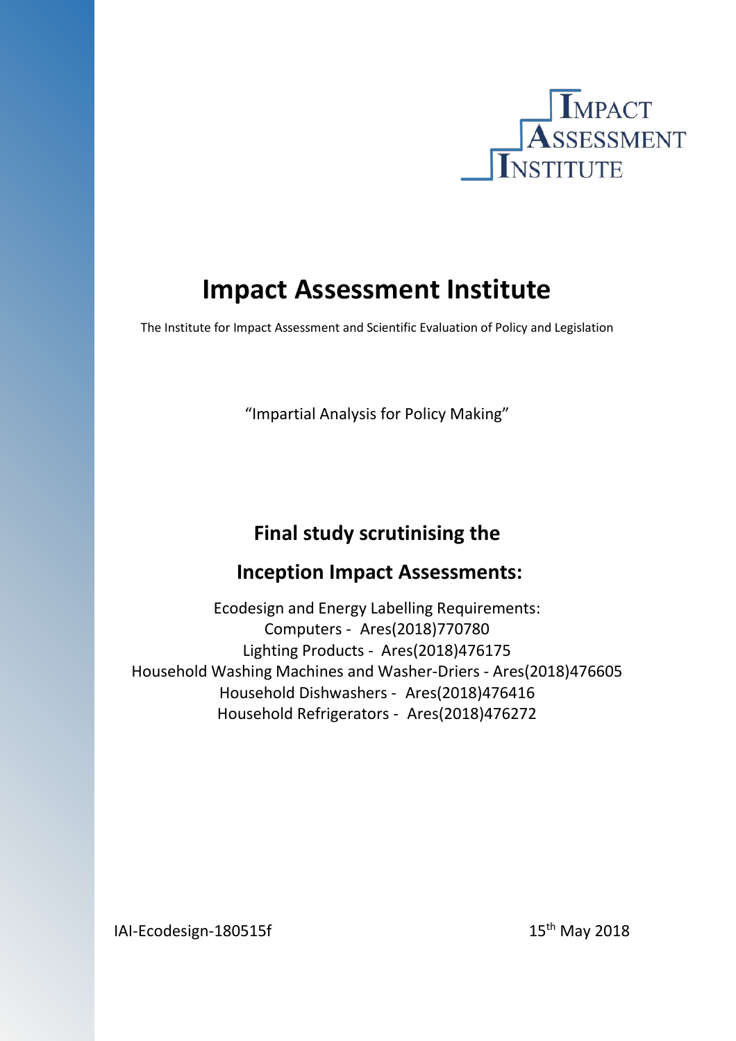# Impact Assessment Institute

The Institute for Impact Assessment and Scientific Evaluation of Policy and Legislation

"Impartial Analysis for Policy Making"

## Final study scrutinising the

## Inception Impact Assessments:

Ecodesign and Energy Labelling Requirements:
Computers - Ares(2018)770780
Lighting Products - Ares(2018)476175
Household Washing Machines and Washer-Driers - Ares(2018)476605
Household Dishwashers - Ares(2018)476416
Household Refrigerators - Ares(2018)476272

IAI-Ecodesign-180515f

15th May 2018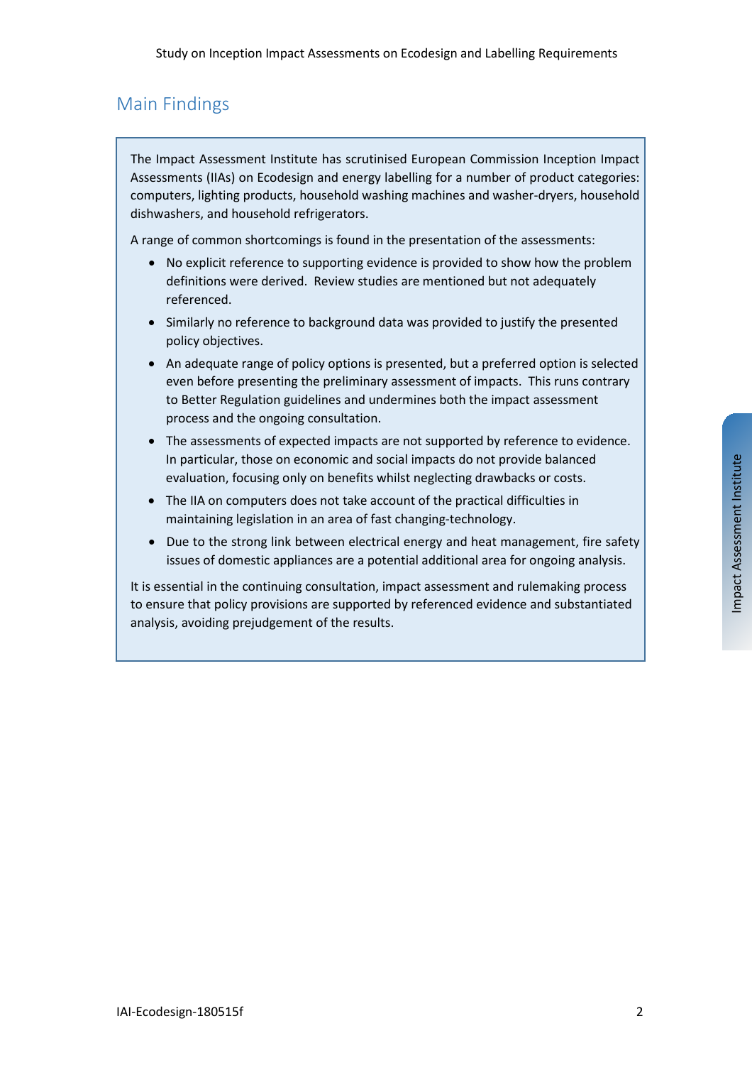## Main Findings

The Impact Assessment Institute has scrutinised European Commission Inception Impact Assessments (IIAs) on Ecodesign and energy labelling for a number of product categories: computers, lighting products, household washing machines and washer-dryers, household dishwashers, and household refrigerators.

A range of common shortcomings is found in the presentation of the assessments:

- No explicit reference to supporting evidence is provided to show how the problem definitions were derived. Review studies are mentioned but not adequately referenced.
- Similarly no reference to background data was provided to justify the presented policy objectives.
- An adequate range of policy options is presented, but a preferred option is selected even before presenting the preliminary assessment of impacts. This runs contrary to Better Regulation guidelines and undermines both the impact assessment process and the ongoing consultation.
- The assessments of expected impacts are not supported by reference to evidence. In particular, those on economic and social impacts do not provide balanced evaluation, focusing only on benefits whilst neglecting drawbacks or costs.
- The IIA on computers does not take account of the practical difficulties in maintaining legislation in an area of fast changing-technology.
- Due to the strong link between electrical energy and heat management, fire safety issues of domestic appliances are a potential additional area for ongoing analysis.

It is essential in the continuing consultation, impact assessment and rulemaking process to ensure that policy provisions are supported by referenced evidence and substantiated analysis, avoiding prejudgement of the results.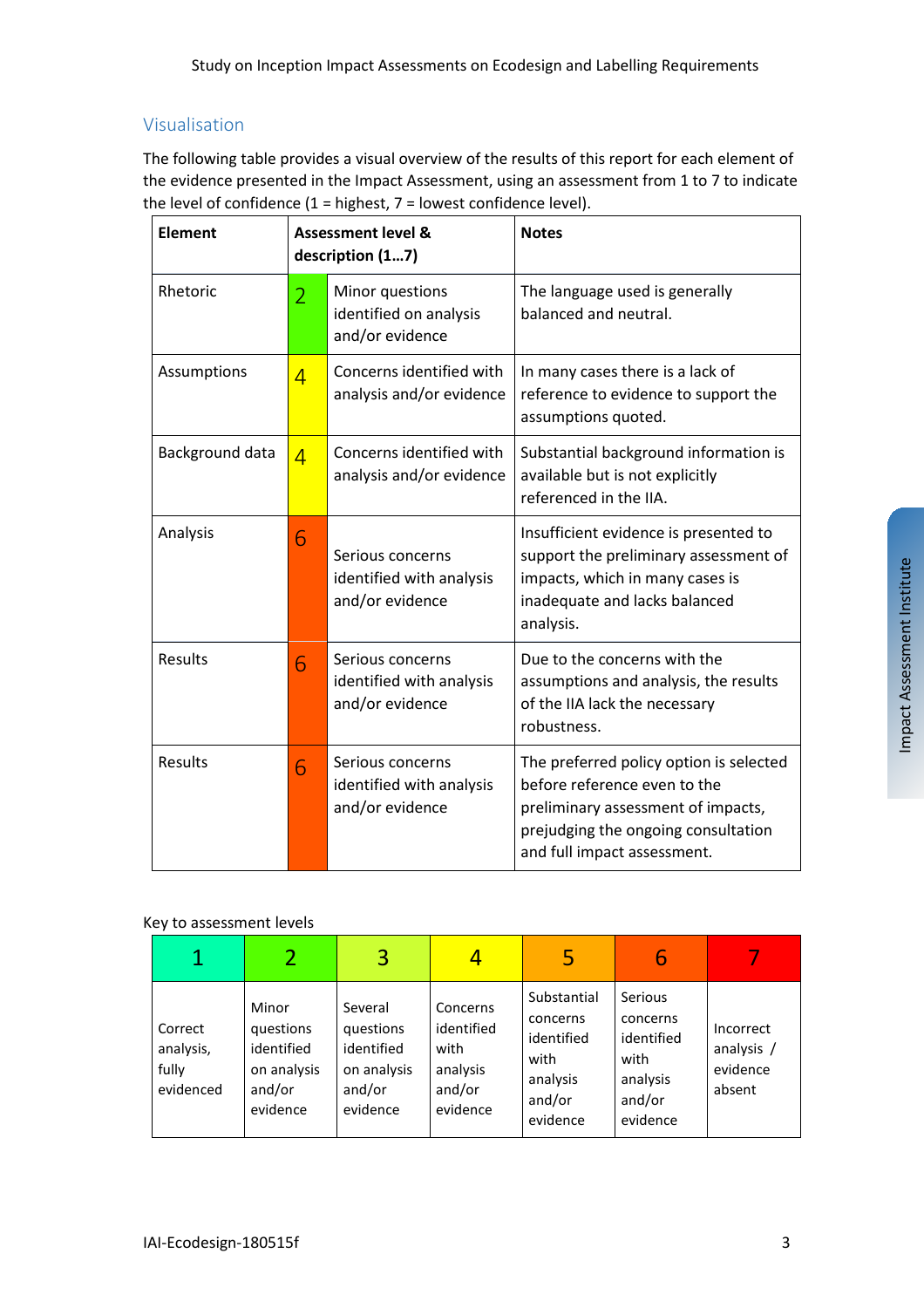## Visualisation

The following table provides a visual overview of the results of this report for each element of the evidence presented in the Impact Assessment, using an assessment from 1 to 7 to indicate the level of confidence (1 = highest, 7 = lowest confidence level).

| Element | Assessment level & description (1…7) | | Notes |
|---|---|---|---|
| Rhetoric | 2 | Minor questions identified on analysis and/or evidence | The language used is generally balanced and neutral. |
| Assumptions | 4 | Concerns identified with analysis and/or evidence | In many cases there is a lack of reference to evidence to support the assumptions quoted. |
| Background data | 4 | Concerns identified with analysis and/or evidence | Substantial background information is available but is not explicitly referenced in the IIA. |
| Analysis | 6 | Serious concerns identified with analysis and/or evidence | Insufficient evidence is presented to support the preliminary assessment of impacts, which in many cases is inadequate and lacks balanced analysis. |
| Results | 6 | Serious concerns identified with analysis and/or evidence | Due to the concerns with the assumptions and analysis, the results of the IIA lack the necessary robustness. |
| Results | 6 | Serious concerns identified with analysis and/or evidence | The preferred policy option is selected before reference even to the preliminary assessment of impacts, prejudging the ongoing consultation and full impact assessment. |

Key to assessment levels

| 1 | 2 | 3 | 4 | 5 | 6 | 7 |
|---|---|---|---|---|---|---|
| Correct analysis, fully evidenced | Minor questions identified on analysis and/or evidence | Several questions identified on analysis and/or evidence | Concerns identified with analysis and/or evidence | Substantial concerns identified with analysis and/or evidence | Serious concerns identified with analysis and/or evidence | Incorrect analysis / evidence absent |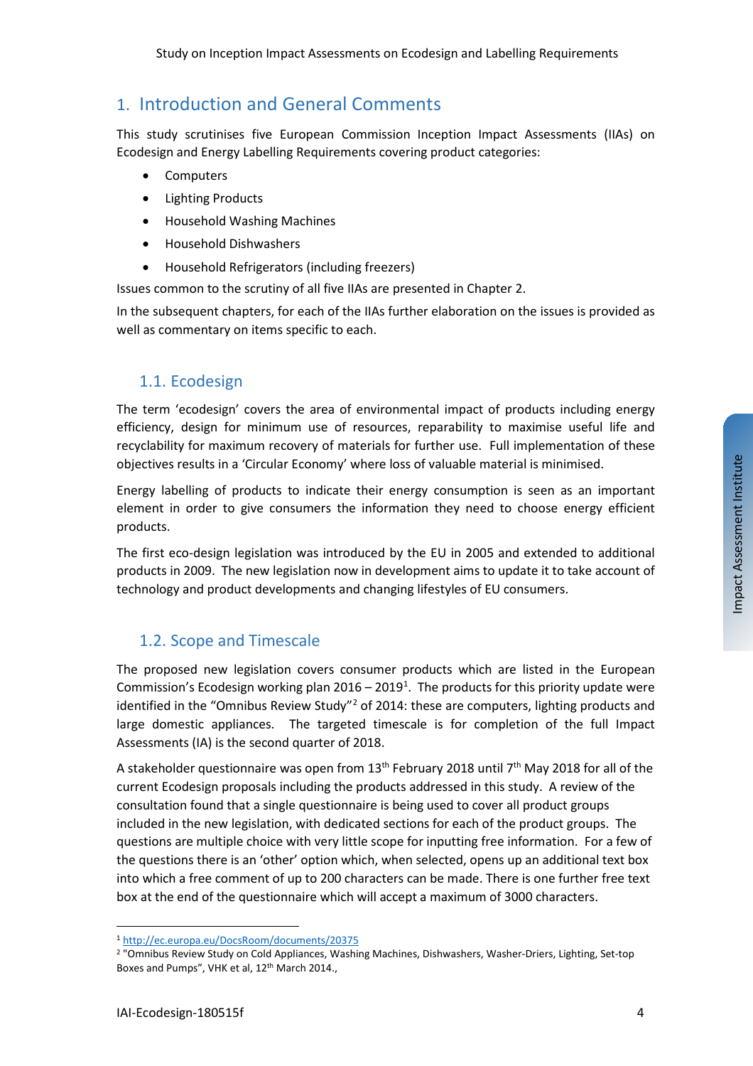# 1. Introduction and General Comments

This study scrutinises five European Commission Inception Impact Assessments (IIAs) on Ecodesign and Energy Labelling Requirements covering product categories:

- Computers
- Lighting Products
- Household Washing Machines
- Household Dishwashers
- Household Refrigerators (including freezers)

Issues common to the scrutiny of all five IIAs are presented in Chapter 2.

In the subsequent chapters, for each of the IIAs further elaboration on the issues is provided as well as commentary on items specific to each.

## 1.1. Ecodesign

The term 'ecodesign' covers the area of environmental impact of products including energy efficiency, design for minimum use of resources, reparability to maximise useful life and recyclability for maximum recovery of materials for further use. Full implementation of these objectives results in a 'Circular Economy' where loss of valuable material is minimised.

Energy labelling of products to indicate their energy consumption is seen as an important element in order to give consumers the information they need to choose energy efficient products.

The first eco-design legislation was introduced by the EU in 2005 and extended to additional products in 2009. The new legislation now in development aims to update it to take account of technology and product developments and changing lifestyles of EU consumers.

## 1.2. Scope and Timescale

The proposed new legislation covers consumer products which are listed in the European Commission's Ecodesign working plan 2016 – 2019[1]. The products for this priority update were identified in the "Omnibus Review Study"[2] of 2014: these are computers, lighting products and large domestic appliances. The targeted timescale is for completion of the full Impact Assessments (IA) is the second quarter of 2018.

A stakeholder questionnaire was open from 13th February 2018 until 7th May 2018 for all of the current Ecodesign proposals including the products addressed in this study. A review of the consultation found that a single questionnaire is being used to cover all product groups included in the new legislation, with dedicated sections for each of the product groups. The questions are multiple choice with very little scope for inputting free information. For a few of the questions there is an 'other' option which, when selected, opens up an additional text box into which a free comment of up to 200 characters can be made. There is one further free text box at the end of the questionnaire which will accept a maximum of 3000 characters.

[1] http://ec.europa.eu/DocsRoom/documents/20375

[2] "Omnibus Review Study on Cold Appliances, Washing Machines, Dishwashers, Washer-Driers, Lighting, Set-top Boxes and Pumps", VHK et al, 12th March 2014.,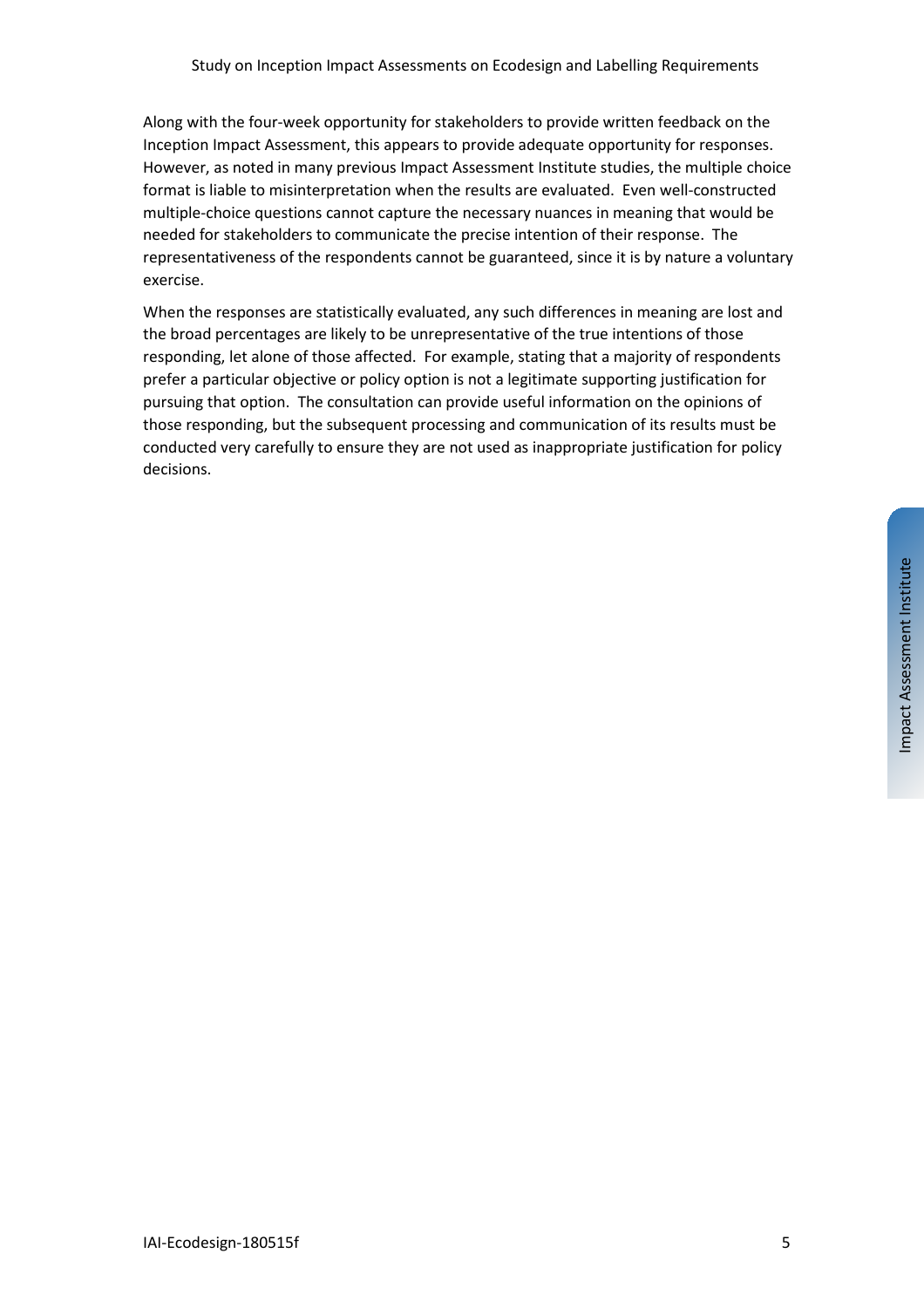Along with the four-week opportunity for stakeholders to provide written feedback on the Inception Impact Assessment, this appears to provide adequate opportunity for responses. However, as noted in many previous Impact Assessment Institute studies, the multiple choice format is liable to misinterpretation when the results are evaluated. Even well-constructed multiple-choice questions cannot capture the necessary nuances in meaning that would be needed for stakeholders to communicate the precise intention of their response. The representativeness of the respondents cannot be guaranteed, since it is by nature a voluntary exercise.

When the responses are statistically evaluated, any such differences in meaning are lost and the broad percentages are likely to be unrepresentative of the true intentions of those responding, let alone of those affected. For example, stating that a majority of respondents prefer a particular objective or policy option is not a legitimate supporting justification for pursuing that option. The consultation can provide useful information on the opinions of those responding, but the subsequent processing and communication of its results must be conducted very carefully to ensure they are not used as inappropriate justification for policy decisions.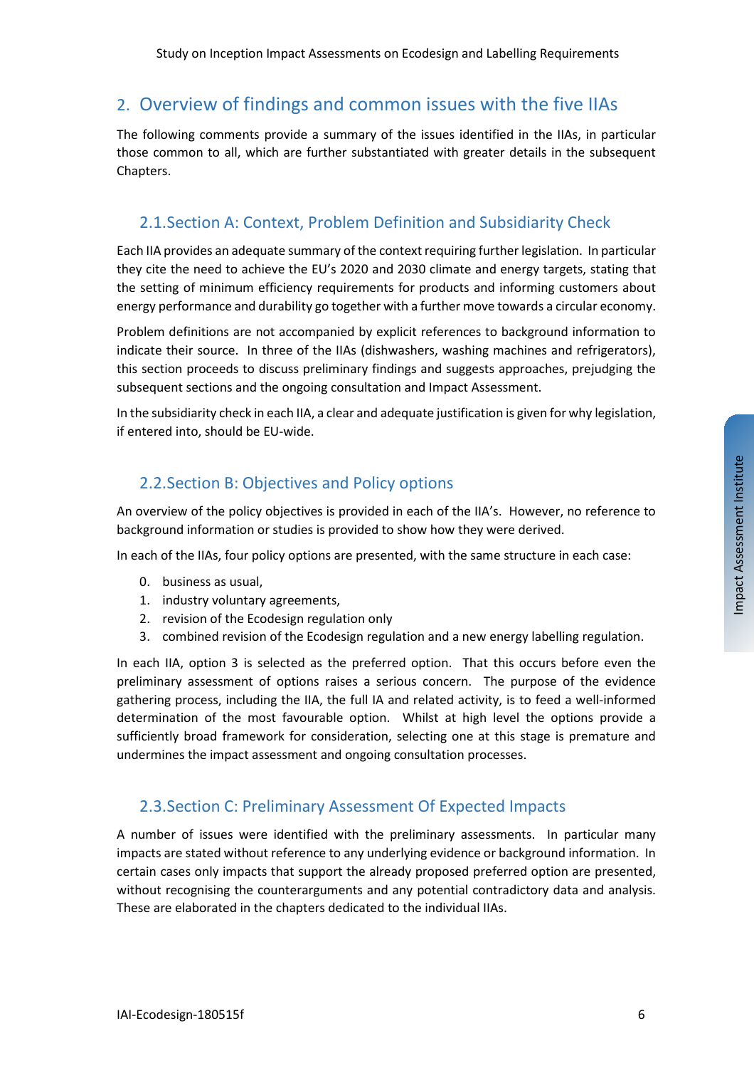## 2. Overview of findings and common issues with the five IIAs

The following comments provide a summary of the issues identified in the IIAs, in particular those common to all, which are further substantiated with greater details in the subsequent Chapters.

### 2.1. Section A: Context, Problem Definition and Subsidiarity Check

Each IIA provides an adequate summary of the context requiring further legislation. In particular they cite the need to achieve the EU's 2020 and 2030 climate and energy targets, stating that the setting of minimum efficiency requirements for products and informing customers about energy performance and durability go together with a further move towards a circular economy.

Problem definitions are not accompanied by explicit references to background information to indicate their source. In three of the IIAs (dishwashers, washing machines and refrigerators), this section proceeds to discuss preliminary findings and suggests approaches, prejudging the subsequent sections and the ongoing consultation and Impact Assessment.

In the subsidiarity check in each IIA, a clear and adequate justification is given for why legislation, if entered into, should be EU-wide.

### 2.2. Section B: Objectives and Policy options

An overview of the policy objectives is provided in each of the IIA's. However, no reference to background information or studies is provided to show how they were derived.

In each of the IIAs, four policy options are presented, with the same structure in each case:

0. business as usual,
1. industry voluntary agreements,
2. revision of the Ecodesign regulation only
3. combined revision of the Ecodesign regulation and a new energy labelling regulation.

In each IIA, option 3 is selected as the preferred option. That this occurs before even the preliminary assessment of options raises a serious concern. The purpose of the evidence gathering process, including the IIA, the full IA and related activity, is to feed a well-informed determination of the most favourable option. Whilst at high level the options provide a sufficiently broad framework for consideration, selecting one at this stage is premature and undermines the impact assessment and ongoing consultation processes.

### 2.3. Section C: Preliminary Assessment Of Expected Impacts

A number of issues were identified with the preliminary assessments. In particular many impacts are stated without reference to any underlying evidence or background information. In certain cases only impacts that support the already proposed preferred option are presented, without recognising the counterarguments and any potential contradictory data and analysis. These are elaborated in the chapters dedicated to the individual IIAs.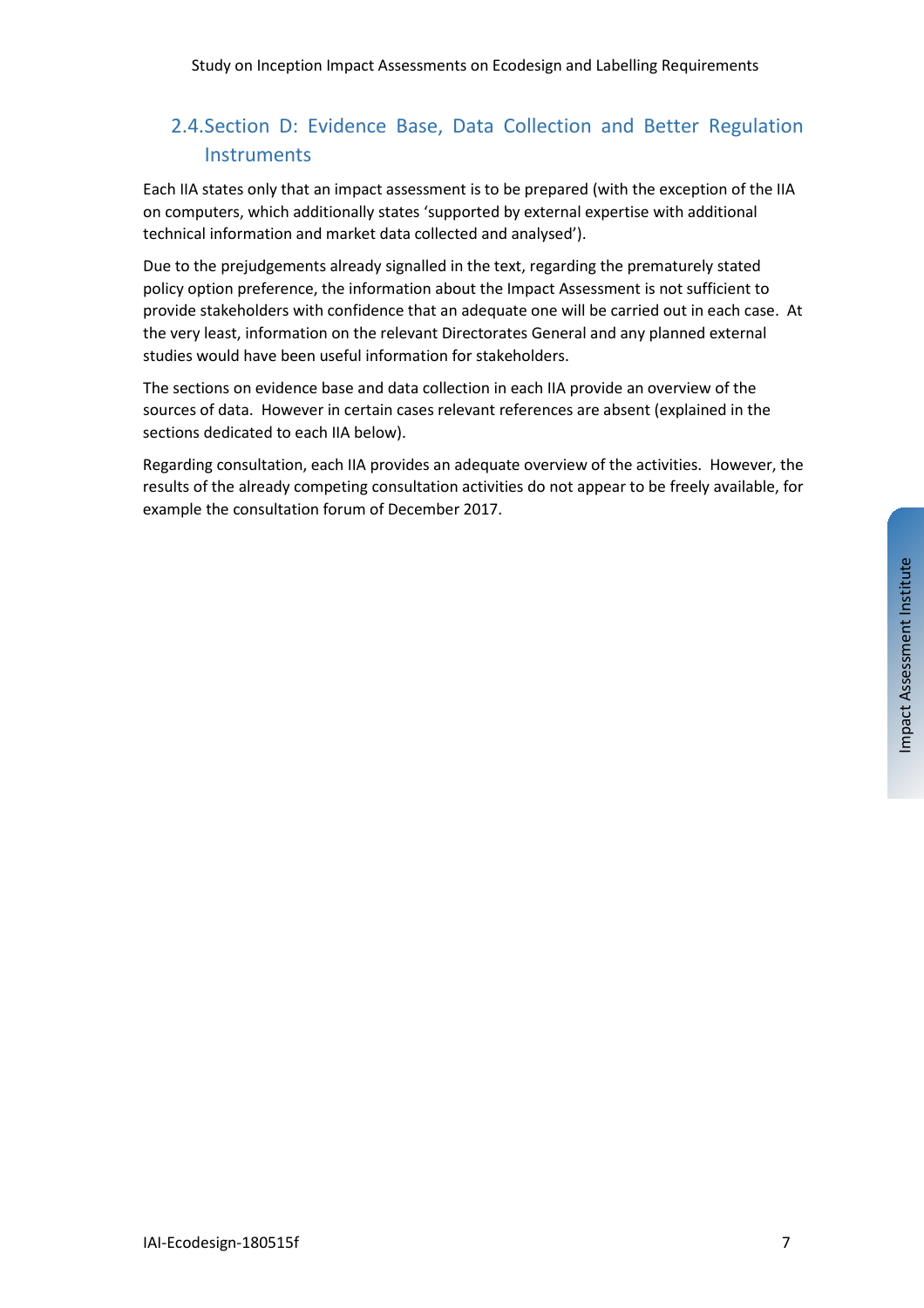## 2.4. Section D: Evidence Base, Data Collection and Better Regulation Instruments

Each IIA states only that an impact assessment is to be prepared (with the exception of the IIA on computers, which additionally states 'supported by external expertise with additional technical information and market data collected and analysed').

Due to the prejudgements already signalled in the text, regarding the prematurely stated policy option preference, the information about the Impact Assessment is not sufficient to provide stakeholders with confidence that an adequate one will be carried out in each case. At the very least, information on the relevant Directorates General and any planned external studies would have been useful information for stakeholders.

The sections on evidence base and data collection in each IIA provide an overview of the sources of data. However in certain cases relevant references are absent (explained in the sections dedicated to each IIA below).

Regarding consultation, each IIA provides an adequate overview of the activities. However, the results of the already competing consultation activities do not appear to be freely available, for example the consultation forum of December 2017.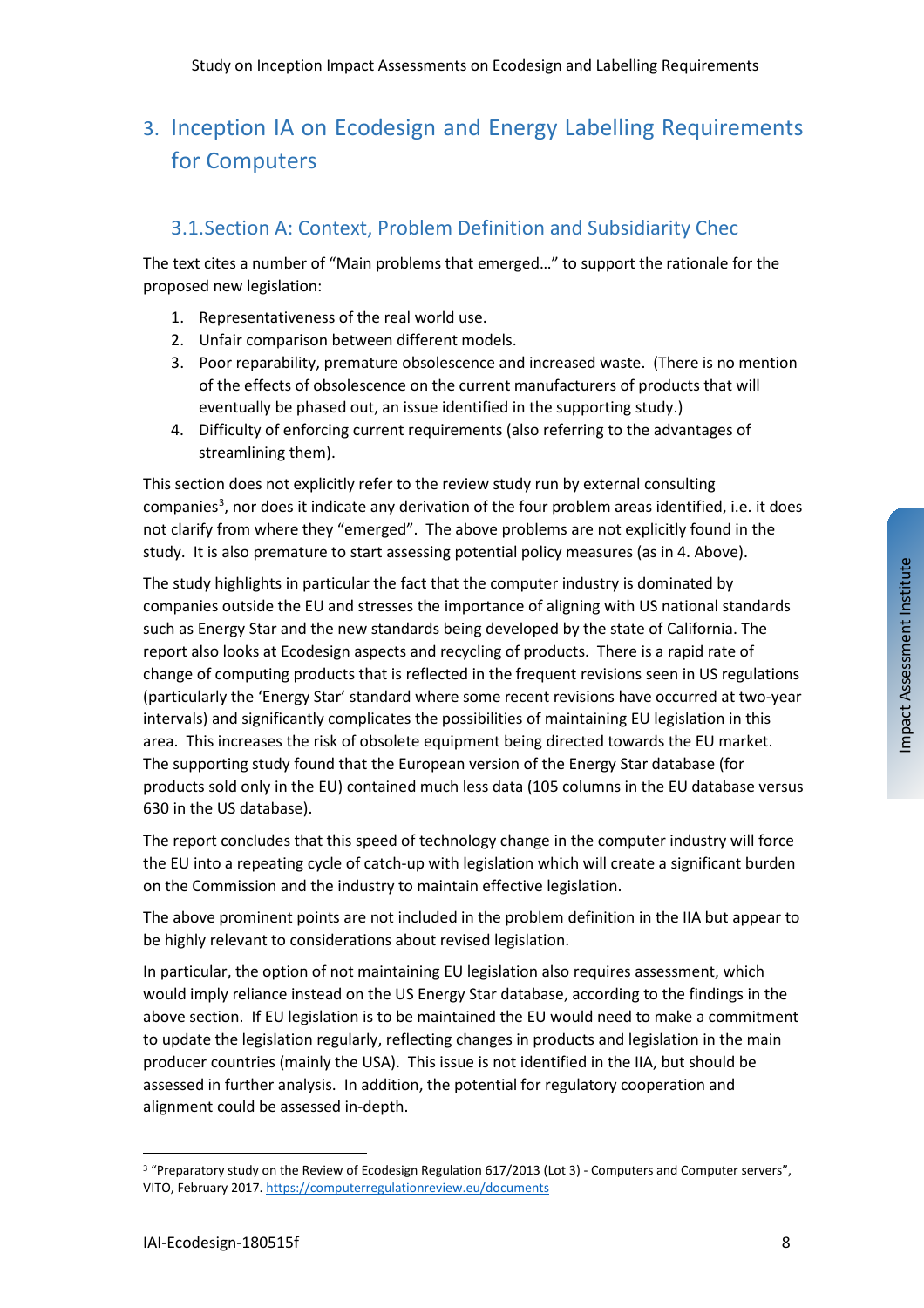# 3. Inception IA on Ecodesign and Energy Labelling Requirements for Computers

## 3.1. Section A: Context, Problem Definition and Subsidiarity Chec

The text cites a number of "Main problems that emerged…" to support the rationale for the proposed new legislation:

1. Representativeness of the real world use.
2. Unfair comparison between different models.
3. Poor reparability, premature obsolescence and increased waste. (There is no mention of the effects of obsolescence on the current manufacturers of products that will eventually be phased out, an issue identified in the supporting study.)
4. Difficulty of enforcing current requirements (also referring to the advantages of streamlining them).

This section does not explicitly refer to the review study run by external consulting companies[3], nor does it indicate any derivation of the four problem areas identified, i.e. it does not clarify from where they "emerged". The above problems are not explicitly found in the study. It is also premature to start assessing potential policy measures (as in 4. Above).

The study highlights in particular the fact that the computer industry is dominated by companies outside the EU and stresses the importance of aligning with US national standards such as Energy Star and the new standards being developed by the state of California. The report also looks at Ecodesign aspects and recycling of products. There is a rapid rate of change of computing products that is reflected in the frequent revisions seen in US regulations (particularly the 'Energy Star' standard where some recent revisions have occurred at two-year intervals) and significantly complicates the possibilities of maintaining EU legislation in this area. This increases the risk of obsolete equipment being directed towards the EU market. The supporting study found that the European version of the Energy Star database (for products sold only in the EU) contained much less data (105 columns in the EU database versus 630 in the US database).

The report concludes that this speed of technology change in the computer industry will force the EU into a repeating cycle of catch-up with legislation which will create a significant burden on the Commission and the industry to maintain effective legislation.

The above prominent points are not included in the problem definition in the IIA but appear to be highly relevant to considerations about revised legislation.

In particular, the option of not maintaining EU legislation also requires assessment, which would imply reliance instead on the US Energy Star database, according to the findings in the above section. If EU legislation is to be maintained the EU would need to make a commitment to update the legislation regularly, reflecting changes in products and legislation in the main producer countries (mainly the USA). This issue is not identified in the IIA, but should be assessed in further analysis. In addition, the potential for regulatory cooperation and alignment could be assessed in-depth.

[3] "Preparatory study on the Review of Ecodesign Regulation 617/2013 (Lot 3) - Computers and Computer servers", VITO, February 2017. https://computerregulationreview.eu/documents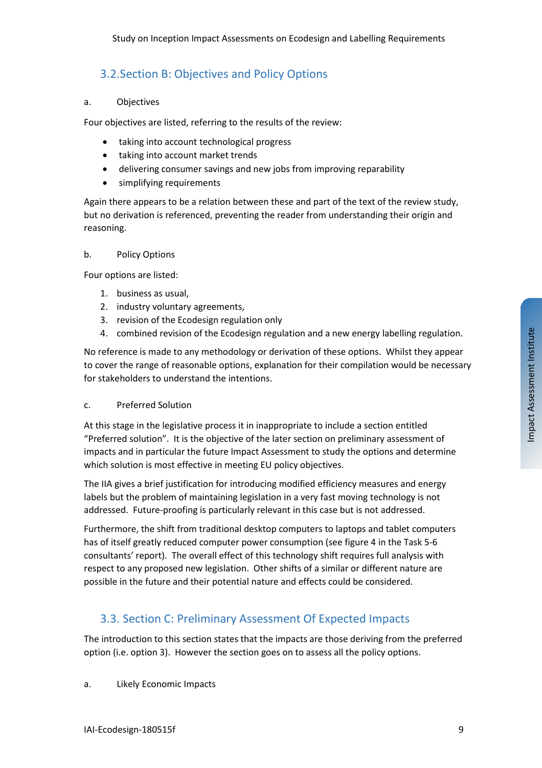## 3.2. Section B: Objectives and Policy Options

a. Objectives

Four objectives are listed, referring to the results of the review:

- taking into account technological progress
- taking into account market trends
- delivering consumer savings and new jobs from improving reparability
- simplifying requirements

Again there appears to be a relation between these and part of the text of the review study, but no derivation is referenced, preventing the reader from understanding their origin and reasoning.

b. Policy Options

Four options are listed:

1. business as usual,
2. industry voluntary agreements,
3. revision of the Ecodesign regulation only
4. combined revision of the Ecodesign regulation and a new energy labelling regulation.

No reference is made to any methodology or derivation of these options. Whilst they appear to cover the range of reasonable options, explanation for their compilation would be necessary for stakeholders to understand the intentions.

c. Preferred Solution

At this stage in the legislative process it in inappropriate to include a section entitled "Preferred solution". It is the objective of the later section on preliminary assessment of impacts and in particular the future Impact Assessment to study the options and determine which solution is most effective in meeting EU policy objectives.

The IIA gives a brief justification for introducing modified efficiency measures and energy labels but the problem of maintaining legislation in a very fast moving technology is not addressed. Future-proofing is particularly relevant in this case but is not addressed.

Furthermore, the shift from traditional desktop computers to laptops and tablet computers has of itself greatly reduced computer power consumption (see figure 4 in the Task 5-6 consultants' report). The overall effect of this technology shift requires full analysis with respect to any proposed new legislation. Other shifts of a similar or different nature are possible in the future and their potential nature and effects could be considered.

## 3.3. Section C: Preliminary Assessment Of Expected Impacts

The introduction to this section states that the impacts are those deriving from the preferred option (i.e. option 3). However the section goes on to assess all the policy options.

a. Likely Economic Impacts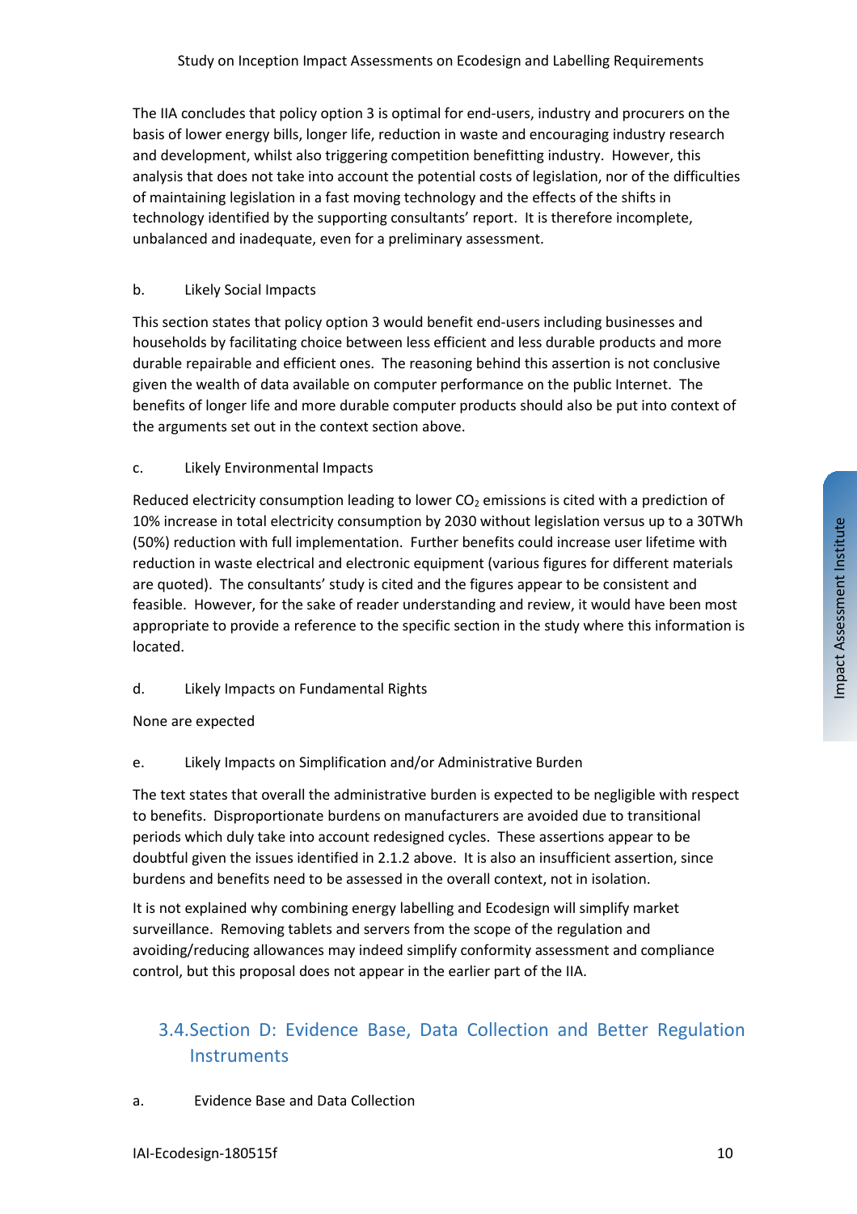The IIA concludes that policy option 3 is optimal for end-users, industry and procurers on the basis of lower energy bills, longer life, reduction in waste and encouraging industry research and development, whilst also triggering competition benefitting industry. However, this analysis that does not take into account the potential costs of legislation, nor of the difficulties of maintaining legislation in a fast moving technology and the effects of the shifts in technology identified by the supporting consultants' report. It is therefore incomplete, unbalanced and inadequate, even for a preliminary assessment.

b. Likely Social Impacts

This section states that policy option 3 would benefit end-users including businesses and households by facilitating choice between less efficient and less durable products and more durable repairable and efficient ones. The reasoning behind this assertion is not conclusive given the wealth of data available on computer performance on the public Internet. The benefits of longer life and more durable computer products should also be put into context of the arguments set out in the context section above.

c. Likely Environmental Impacts

Reduced electricity consumption leading to lower $CO_2$ emissions is cited with a prediction of 10% increase in total electricity consumption by 2030 without legislation versus up to a 30TWh (50%) reduction with full implementation. Further benefits could increase user lifetime with reduction in waste electrical and electronic equipment (various figures for different materials are quoted). The consultants' study is cited and the figures appear to be consistent and feasible. However, for the sake of reader understanding and review, it would have been most appropriate to provide a reference to the specific section in the study where this information is located.

d. Likely Impacts on Fundamental Rights

None are expected

e. Likely Impacts on Simplification and/or Administrative Burden

The text states that overall the administrative burden is expected to be negligible with respect to benefits. Disproportionate burdens on manufacturers are avoided due to transitional periods which duly take into account redesigned cycles. These assertions appear to be doubtful given the issues identified in 2.1.2 above. It is also an insufficient assertion, since burdens and benefits need to be assessed in the overall context, not in isolation.

It is not explained why combining energy labelling and Ecodesign will simplify market surveillance. Removing tablets and servers from the scope of the regulation and avoiding/reducing allowances may indeed simplify conformity assessment and compliance control, but this proposal does not appear in the earlier part of the IIA.

## 3.4. Section D: Evidence Base, Data Collection and Better Regulation Instruments

a. Evidence Base and Data Collection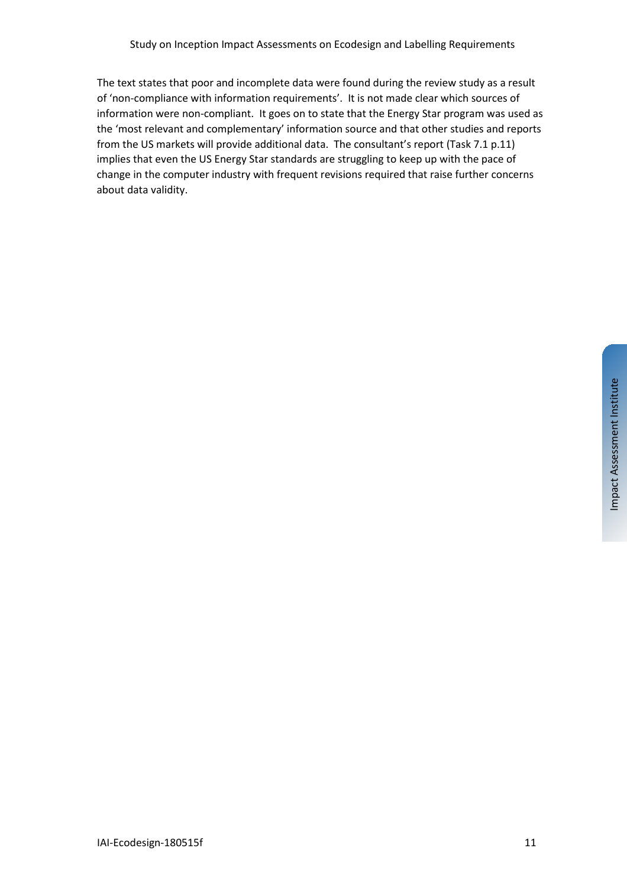The text states that poor and incomplete data were found during the review study as a result of 'non-compliance with information requirements'. It is not made clear which sources of information were non-compliant. It goes on to state that the Energy Star program was used as the 'most relevant and complementary' information source and that other studies and reports from the US markets will provide additional data. The consultant's report (Task 7.1 p.11) implies that even the US Energy Star standards are struggling to keep up with the pace of change in the computer industry with frequent revisions required that raise further concerns about data validity.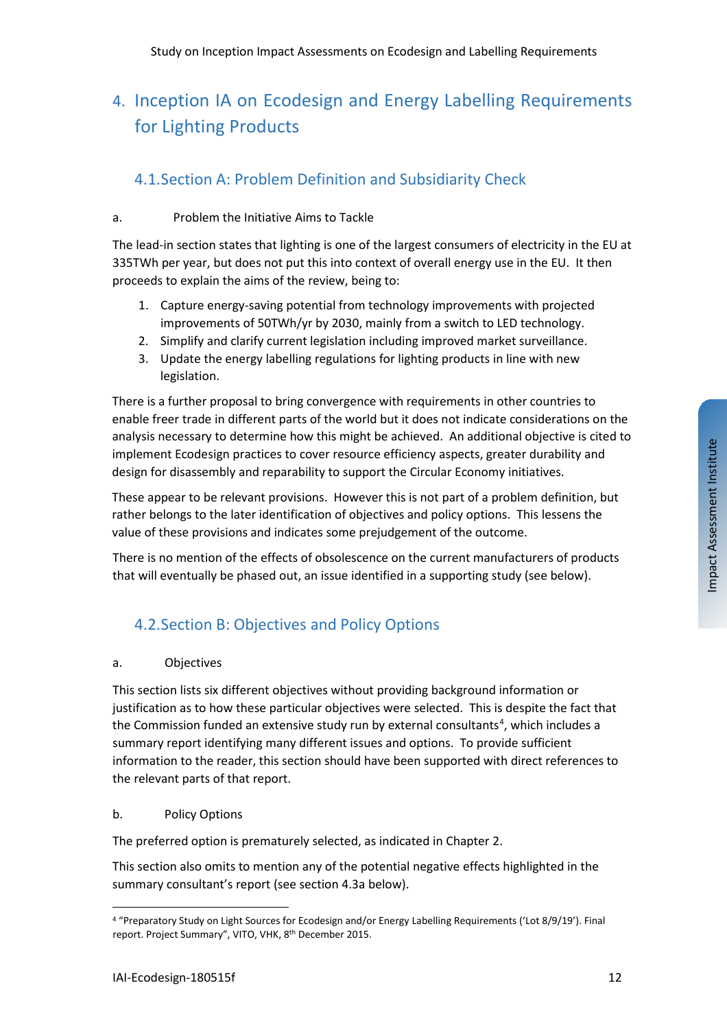// Omit running header, page footer code "IAI-Ecodesign-180515f"? That's a running footer; omit. Side tab "Impact Assessment Institute" also omit.

# 4. Inception IA on Ecodesign and Energy Labelling Requirements for Lighting Products

## 4.1. Section A: Problem Definition and Subsidiarity Check

a. Problem the Initiative Aims to Tackle

The lead-in section states that lighting is one of the largest consumers of electricity in the EU at 335TWh per year, but does not put this into context of overall energy use in the EU. It then proceeds to explain the aims of the review, being to:

1. Capture energy-saving potential from technology improvements with projected improvements of 50TWh/yr by 2030, mainly from a switch to LED technology.
2. Simplify and clarify current legislation including improved market surveillance.
3. Update the energy labelling regulations for lighting products in line with new legislation.

There is a further proposal to bring convergence with requirements in other countries to enable freer trade in different parts of the world but it does not indicate considerations on the analysis necessary to determine how this might be achieved. An additional objective is cited to implement Ecodesign practices to cover resource efficiency aspects, greater durability and design for disassembly and reparability to support the Circular Economy initiatives.

These appear to be relevant provisions. However this is not part of a problem definition, but rather belongs to the later identification of objectives and policy options. This lessens the value of these provisions and indicates some prejudgement of the outcome.

There is no mention of the effects of obsolescence on the current manufacturers of products that will eventually be phased out, an issue identified in a supporting study (see below).

## 4.2. Section B: Objectives and Policy Options

a. Objectives

This section lists six different objectives without providing background information or justification as to how these particular objectives were selected. This is despite the fact that the Commission funded an extensive study run by external consultants[4], which includes a summary report identifying many different issues and options. To provide sufficient information to the reader, this section should have been supported with direct references to the relevant parts of that report.

b. Policy Options

The preferred option is prematurely selected, as indicated in Chapter 2.

This section also omits to mention any of the potential negative effects highlighted in the summary consultant's report (see section 4.3a below).

[4] "Preparatory Study on Light Sources for Ecodesign and/or Energy Labelling Requirements ('Lot 8/9/19'). Final report. Project Summary", VITO, VHK, 8th December 2015.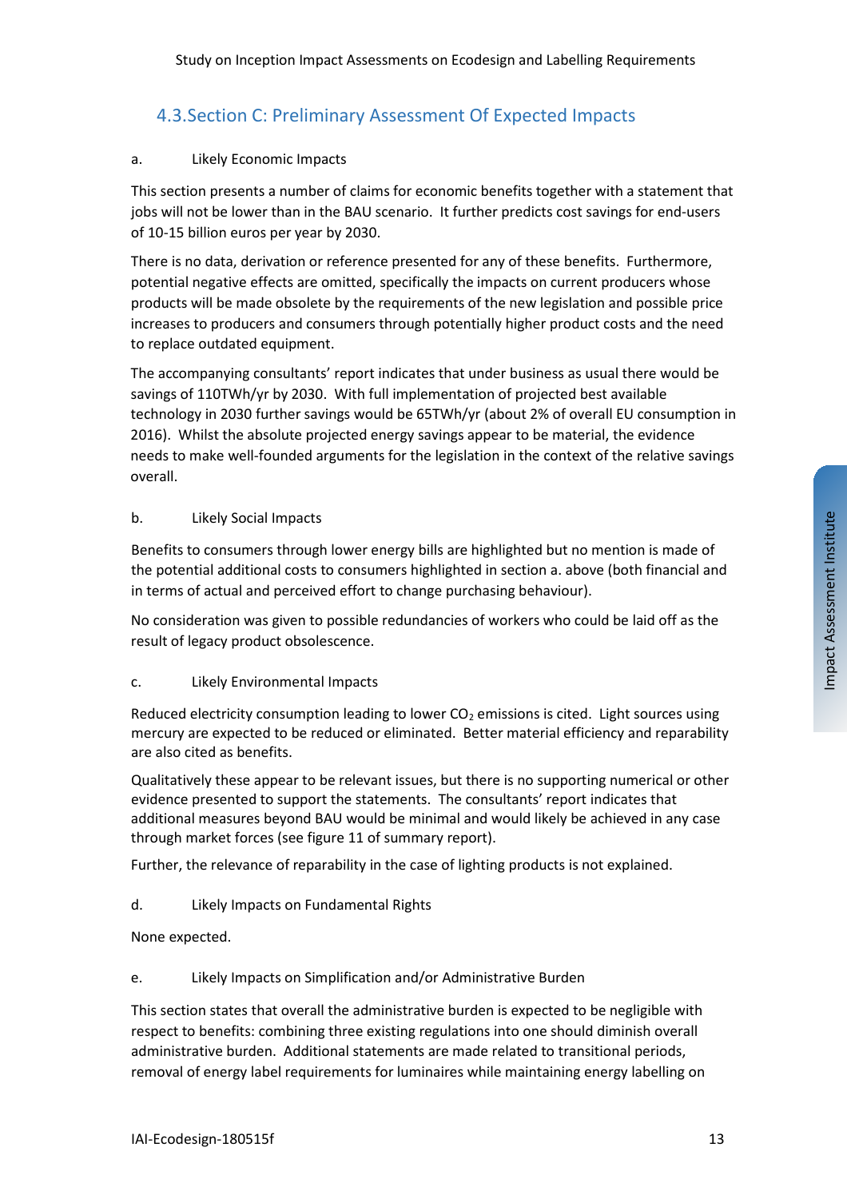## 4.3. Section C: Preliminary Assessment Of Expected Impacts

a. Likely Economic Impacts

This section presents a number of claims for economic benefits together with a statement that jobs will not be lower than in the BAU scenario. It further predicts cost savings for end-users of 10-15 billion euros per year by 2030.

There is no data, derivation or reference presented for any of these benefits. Furthermore, potential negative effects are omitted, specifically the impacts on current producers whose products will be made obsolete by the requirements of the new legislation and possible price increases to producers and consumers through potentially higher product costs and the need to replace outdated equipment.

The accompanying consultants' report indicates that under business as usual there would be savings of 110TWh/yr by 2030. With full implementation of projected best available technology in 2030 further savings would be 65TWh/yr (about 2% of overall EU consumption in 2016). Whilst the absolute projected energy savings appear to be material, the evidence needs to make well-founded arguments for the legislation in the context of the relative savings overall.

b. Likely Social Impacts

Benefits to consumers through lower energy bills are highlighted but no mention is made of the potential additional costs to consumers highlighted in section a. above (both financial and in terms of actual and perceived effort to change purchasing behaviour).

No consideration was given to possible redundancies of workers who could be laid off as the result of legacy product obsolescence.

c. Likely Environmental Impacts

Reduced electricity consumption leading to lower $CO_2$ emissions is cited. Light sources using mercury are expected to be reduced or eliminated. Better material efficiency and reparability are also cited as benefits.

Qualitatively these appear to be relevant issues, but there is no supporting numerical or other evidence presented to support the statements. The consultants' report indicates that additional measures beyond BAU would be minimal and would likely be achieved in any case through market forces (see figure 11 of summary report).

Further, the relevance of reparability in the case of lighting products is not explained.

d. Likely Impacts on Fundamental Rights

None expected.

e. Likely Impacts on Simplification and/or Administrative Burden

This section states that overall the administrative burden is expected to be negligible with respect to benefits: combining three existing regulations into one should diminish overall administrative burden. Additional statements are made related to transitional periods, removal of energy label requirements for luminaires while maintaining energy labelling on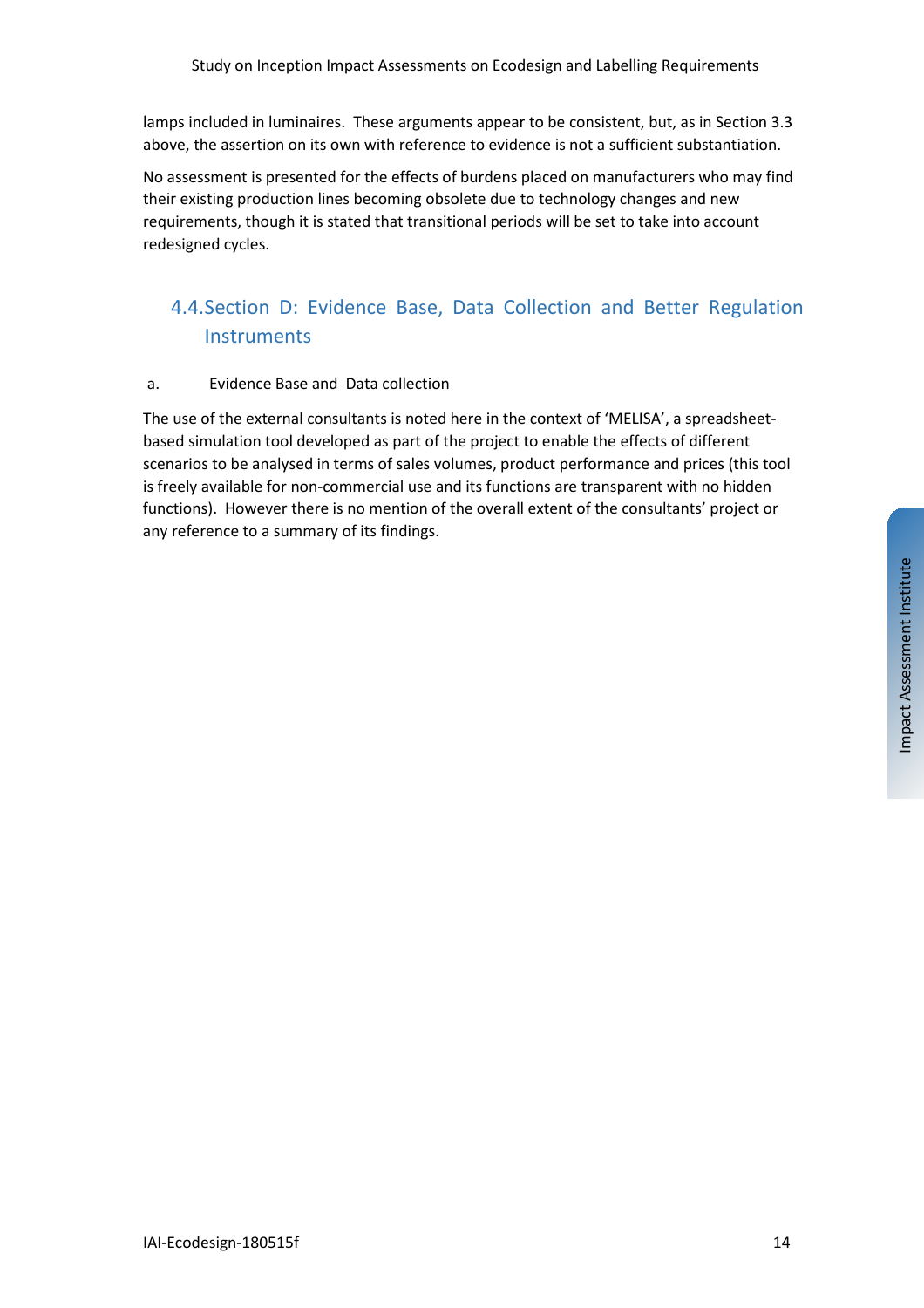lamps included in luminaires. These arguments appear to be consistent, but, as in Section 3.3 above, the assertion on its own with reference to evidence is not a sufficient substantiation.

No assessment is presented for the effects of burdens placed on manufacturers who may find their existing production lines becoming obsolete due to technology changes and new requirements, though it is stated that transitional periods will be set to take into account redesigned cycles.

## 4.4. Section D: Evidence Base, Data Collection and Better Regulation Instruments

a. Evidence Base and Data collection

The use of the external consultants is noted here in the context of 'MELISA', a spreadsheet-based simulation tool developed as part of the project to enable the effects of different scenarios to be analysed in terms of sales volumes, product performance and prices (this tool is freely available for non-commercial use and its functions are transparent with no hidden functions). However there is no mention of the overall extent of the consultants' project or any reference to a summary of its findings.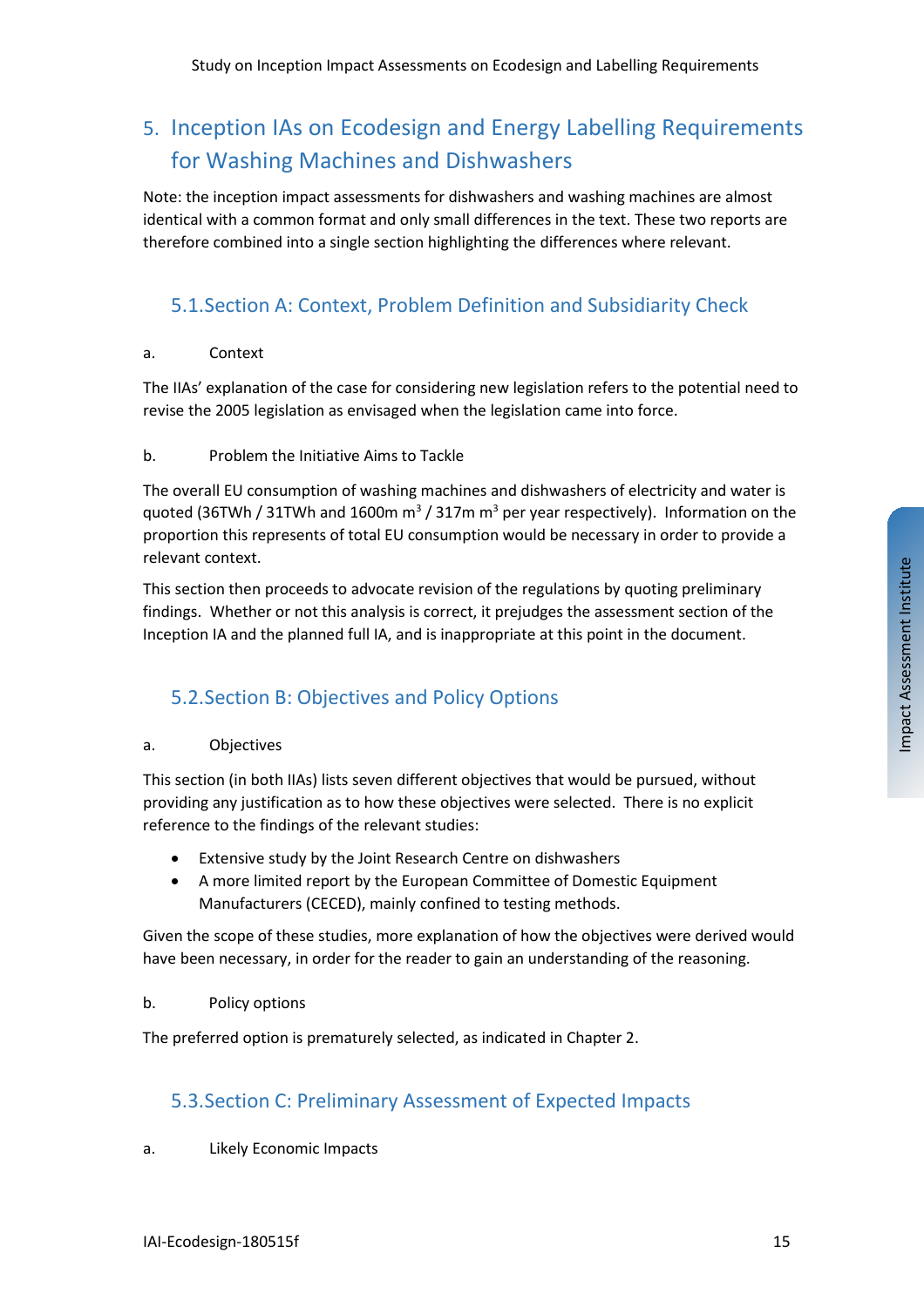## 5. Inception IAs on Ecodesign and Energy Labelling Requirements for Washing Machines and Dishwashers

Note: the inception impact assessments for dishwashers and washing machines are almost identical with a common format and only small differences in the text. These two reports are therefore combined into a single section highlighting the differences where relevant.

### 5.1. Section A: Context, Problem Definition and Subsidiarity Check

a. Context

The IIAs' explanation of the case for considering new legislation refers to the potential need to revise the 2005 legislation as envisaged when the legislation came into force.

b. Problem the Initiative Aims to Tackle

The overall EU consumption of washing machines and dishwashers of electricity and water is quoted (36TWh / 31TWh and 1600m $m^3$ / 317m $m^3$ per year respectively). Information on the proportion this represents of total EU consumption would be necessary in order to provide a relevant context.

This section then proceeds to advocate revision of the regulations by quoting preliminary findings. Whether or not this analysis is correct, it prejudges the assessment section of the Inception IA and the planned full IA, and is inappropriate at this point in the document.

### 5.2. Section B: Objectives and Policy Options

a. Objectives

This section (in both IIAs) lists seven different objectives that would be pursued, without providing any justification as to how these objectives were selected. There is no explicit reference to the findings of the relevant studies:

- Extensive study by the Joint Research Centre on dishwashers
- A more limited report by the European Committee of Domestic Equipment Manufacturers (CECED), mainly confined to testing methods.

Given the scope of these studies, more explanation of how the objectives were derived would have been necessary, in order for the reader to gain an understanding of the reasoning.

b. Policy options

The preferred option is prematurely selected, as indicated in Chapter 2.

### 5.3. Section C: Preliminary Assessment of Expected Impacts

a. Likely Economic Impacts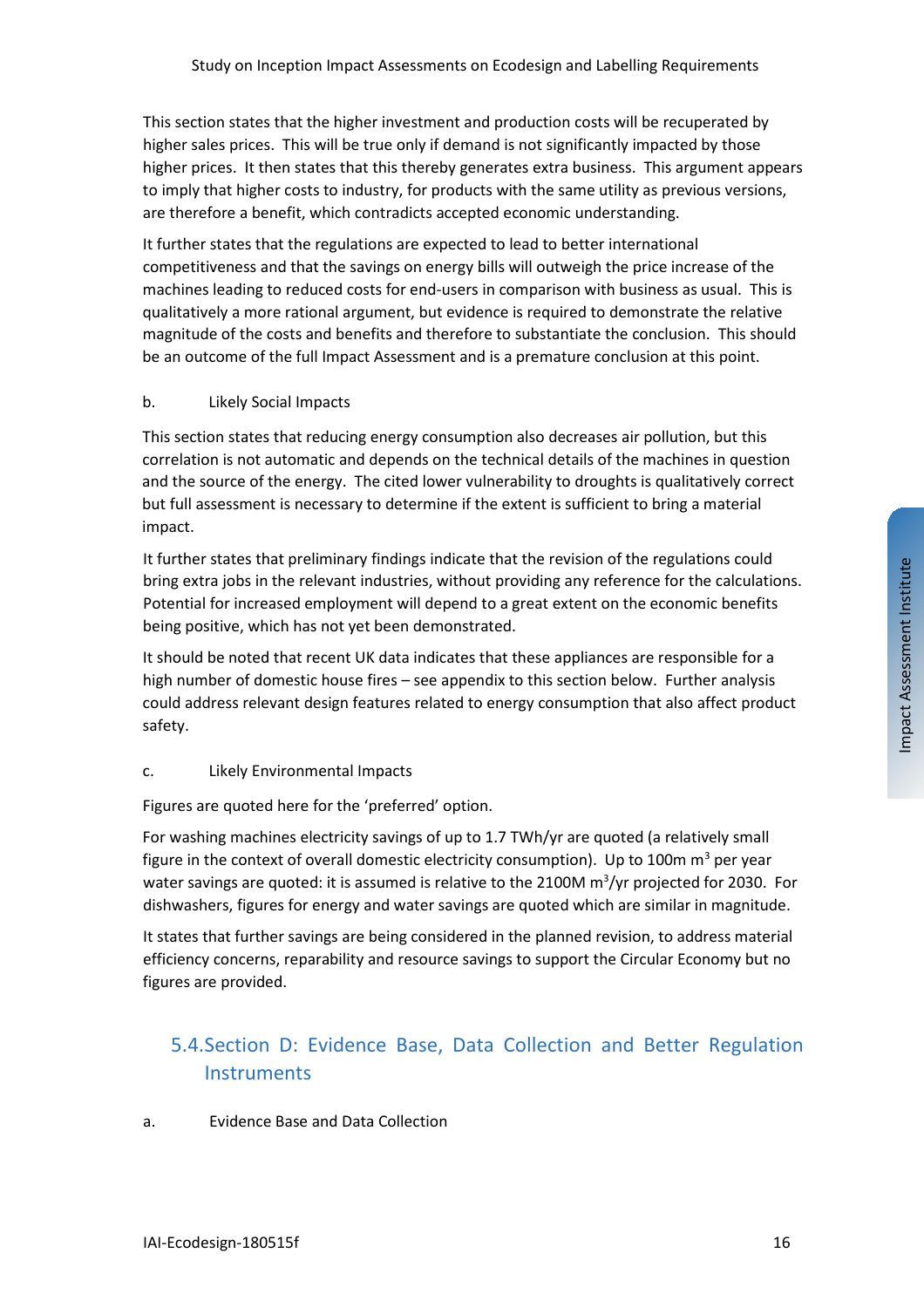This section states that the higher investment and production costs will be recuperated by higher sales prices. This will be true only if demand is not significantly impacted by those higher prices. It then states that this thereby generates extra business. This argument appears to imply that higher costs to industry, for products with the same utility as previous versions, are therefore a benefit, which contradicts accepted economic understanding.

It further states that the regulations are expected to lead to better international competitiveness and that the savings on energy bills will outweigh the price increase of the machines leading to reduced costs for end-users in comparison with business as usual. This is qualitatively a more rational argument, but evidence is required to demonstrate the relative magnitude of the costs and benefits and therefore to substantiate the conclusion. This should be an outcome of the full Impact Assessment and is a premature conclusion at this point.

b. Likely Social Impacts

This section states that reducing energy consumption also decreases air pollution, but this correlation is not automatic and depends on the technical details of the machines in question and the source of the energy. The cited lower vulnerability to droughts is qualitatively correct but full assessment is necessary to determine if the extent is sufficient to bring a material impact.

It further states that preliminary findings indicate that the revision of the regulations could bring extra jobs in the relevant industries, without providing any reference for the calculations. Potential for increased employment will depend to a great extent on the economic benefits being positive, which has not yet been demonstrated.

It should be noted that recent UK data indicates that these appliances are responsible for a high number of domestic house fires – see appendix to this section below. Further analysis could address relevant design features related to energy consumption that also affect product safety.

c. Likely Environmental Impacts

Figures are quoted here for the 'preferred' option.

For washing machines electricity savings of up to 1.7 TWh/yr are quoted (a relatively small figure in the context of overall domestic electricity consumption). Up to 100m $m^3$ per year water savings are quoted: it is assumed is relative to the 2100M $m^3$/yr projected for 2030. For dishwashers, figures for energy and water savings are quoted which are similar in magnitude.

It states that further savings are being considered in the planned revision, to address material efficiency concerns, reparability and resource savings to support the Circular Economy but no figures are provided.

## 5.4. Section D: Evidence Base, Data Collection and Better Regulation Instruments

a. Evidence Base and Data Collection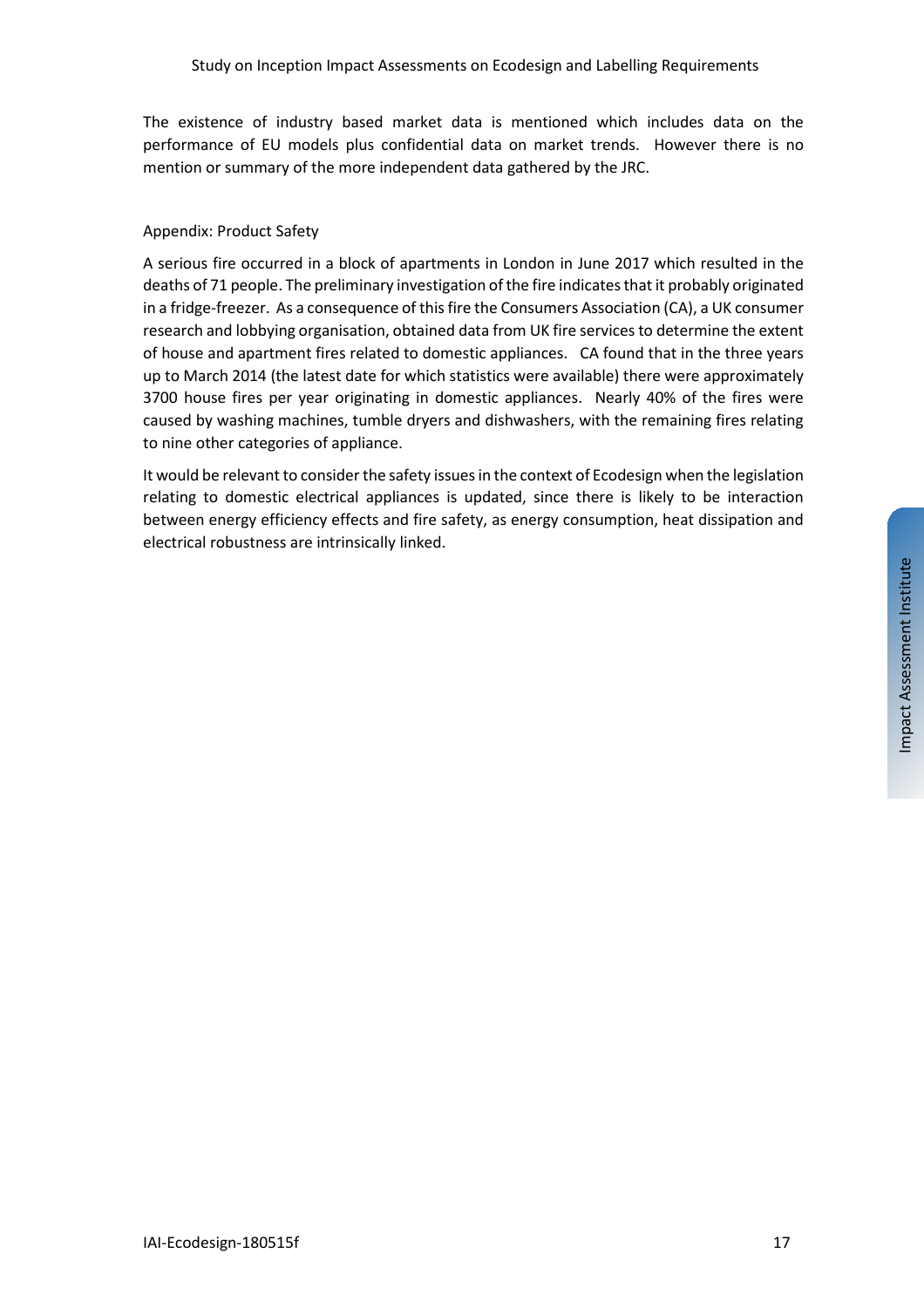The existence of industry based market data is mentioned which includes data on the performance of EU models plus confidential data on market trends. However there is no mention or summary of the more independent data gathered by the JRC.

Appendix: Product Safety

A serious fire occurred in a block of apartments in London in June 2017 which resulted in the deaths of 71 people. The preliminary investigation of the fire indicates that it probably originated in a fridge-freezer. As a consequence of this fire the Consumers Association (CA), a UK consumer research and lobbying organisation, obtained data from UK fire services to determine the extent of house and apartment fires related to domestic appliances. CA found that in the three years up to March 2014 (the latest date for which statistics were available) there were approximately 3700 house fires per year originating in domestic appliances. Nearly 40% of the fires were caused by washing machines, tumble dryers and dishwashers, with the remaining fires relating to nine other categories of appliance.

It would be relevant to consider the safety issues in the context of Ecodesign when the legislation relating to domestic electrical appliances is updated, since there is likely to be interaction between energy efficiency effects and fire safety, as energy consumption, heat dissipation and electrical robustness are intrinsically linked.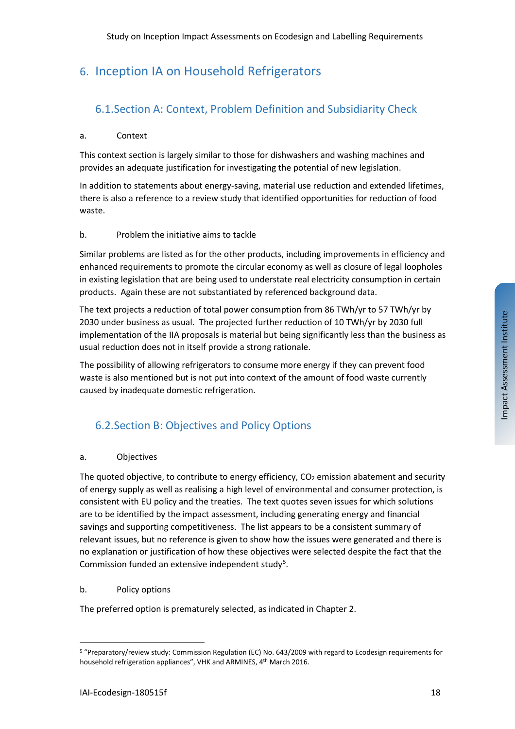# 6. Inception IA on Household Refrigerators

## 6.1. Section A: Context, Problem Definition and Subsidiarity Check

a. Context

This context section is largely similar to those for dishwashers and washing machines and provides an adequate justification for investigating the potential of new legislation.

In addition to statements about energy-saving, material use reduction and extended lifetimes, there is also a reference to a review study that identified opportunities for reduction of food waste.

b. Problem the initiative aims to tackle

Similar problems are listed as for the other products, including improvements in efficiency and enhanced requirements to promote the circular economy as well as closure of legal loopholes in existing legislation that are being used to understate real electricity consumption in certain products. Again these are not substantiated by referenced background data.

The text projects a reduction of total power consumption from 86 TWh/yr to 57 TWh/yr by 2030 under business as usual. The projected further reduction of 10 TWh/yr by 2030 full implementation of the IIA proposals is material but being significantly less than the business as usual reduction does not in itself provide a strong rationale.

The possibility of allowing refrigerators to consume more energy if they can prevent food waste is also mentioned but is not put into context of the amount of food waste currently caused by inadequate domestic refrigeration.

## 6.2. Section B: Objectives and Policy Options

a. Objectives

The quoted objective, to contribute to energy efficiency, $CO_2$ emission abatement and security of energy supply as well as realising a high level of environmental and consumer protection, is consistent with EU policy and the treaties. The text quotes seven issues for which solutions are to be identified by the impact assessment, including generating energy and financial savings and supporting competitiveness. The list appears to be a consistent summary of relevant issues, but no reference is given to show how the issues were generated and there is no explanation or justification of how these objectives were selected despite the fact that the Commission funded an extensive independent study[5].

b. Policy options

The preferred option is prematurely selected, as indicated in Chapter 2.

[5] "Preparatory/review study: Commission Regulation (EC) No. 643/2009 with regard to Ecodesign requirements for household refrigeration appliances", VHK and ARMINES, 4th March 2016.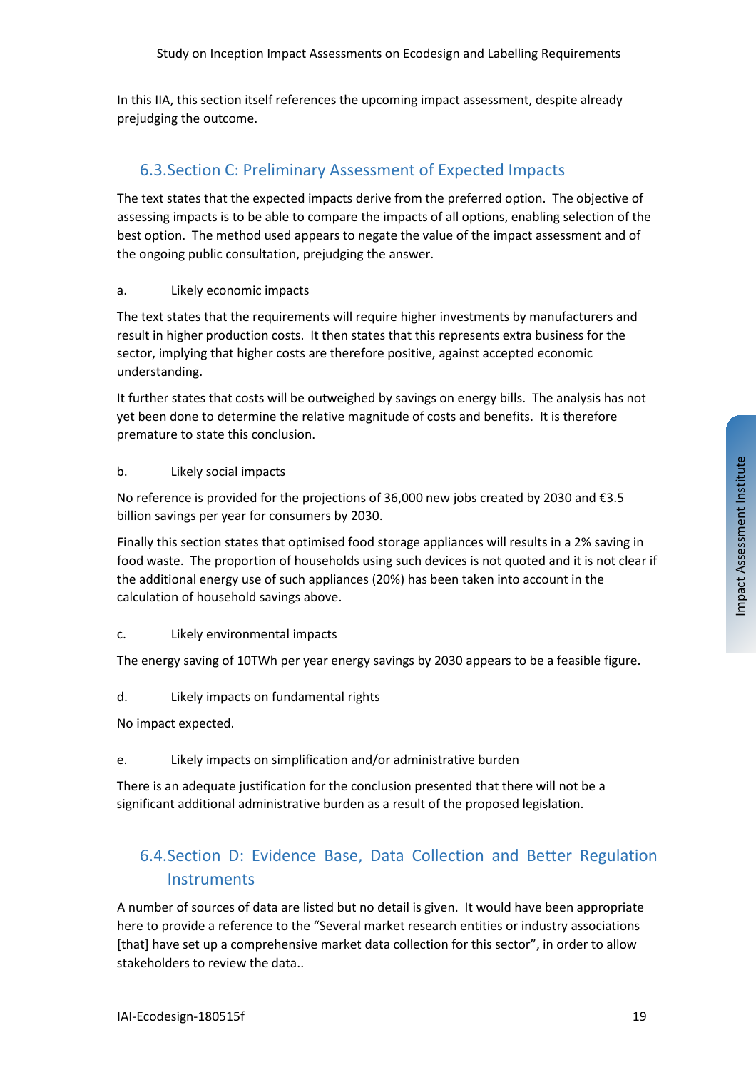In this IIA, this section itself references the upcoming impact assessment, despite already prejudging the outcome.

## 6.3. Section C: Preliminary Assessment of Expected Impacts

The text states that the expected impacts derive from the preferred option. The objective of assessing impacts is to be able to compare the impacts of all options, enabling selection of the best option. The method used appears to negate the value of the impact assessment and of the ongoing public consultation, prejudging the answer.

a. Likely economic impacts

The text states that the requirements will require higher investments by manufacturers and result in higher production costs. It then states that this represents extra business for the sector, implying that higher costs are therefore positive, against accepted economic understanding.

It further states that costs will be outweighed by savings on energy bills. The analysis has not yet been done to determine the relative magnitude of costs and benefits. It is therefore premature to state this conclusion.

b. Likely social impacts

No reference is provided for the projections of 36,000 new jobs created by 2030 and €3.5 billion savings per year for consumers by 2030.

Finally this section states that optimised food storage appliances will results in a 2% saving in food waste. The proportion of households using such devices is not quoted and it is not clear if the additional energy use of such appliances (20%) has been taken into account in the calculation of household savings above.

c. Likely environmental impacts

The energy saving of 10TWh per year energy savings by 2030 appears to be a feasible figure.

d. Likely impacts on fundamental rights

No impact expected.

e. Likely impacts on simplification and/or administrative burden

There is an adequate justification for the conclusion presented that there will not be a significant additional administrative burden as a result of the proposed legislation.

## 6.4. Section D: Evidence Base, Data Collection and Better Regulation Instruments

A number of sources of data are listed but no detail is given. It would have been appropriate here to provide a reference to the "Several market research entities or industry associations [that] have set up a comprehensive market data collection for this sector", in order to allow stakeholders to review the data..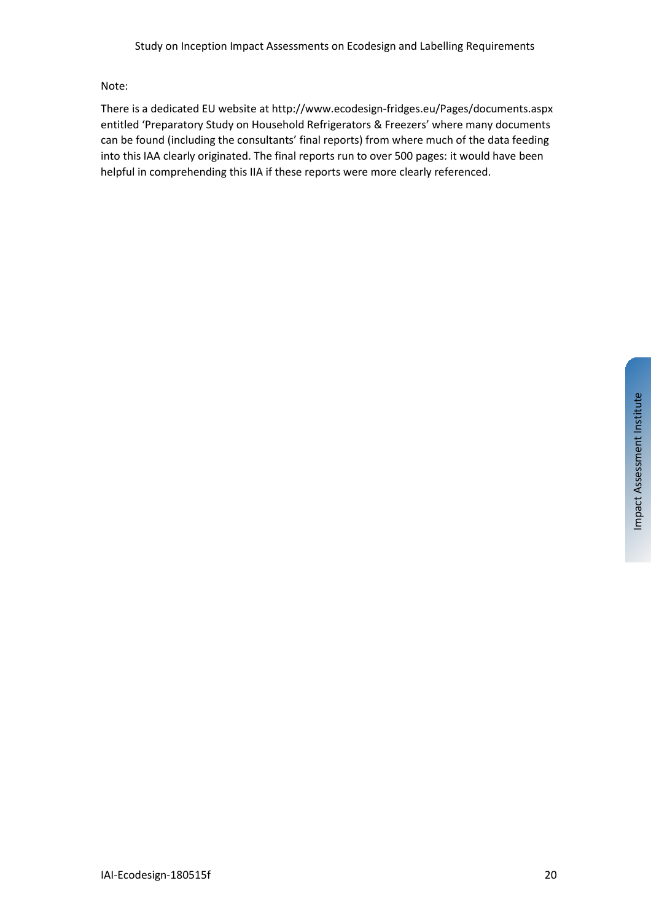Note:

There is a dedicated EU website at http://www.ecodesign-fridges.eu/Pages/documents.aspx entitled 'Preparatory Study on Household Refrigerators & Freezers' where many documents can be found (including the consultants' final reports) from where much of the data feeding into this IAA clearly originated. The final reports run to over 500 pages: it would have been helpful in comprehending this IIA if these reports were more clearly referenced.